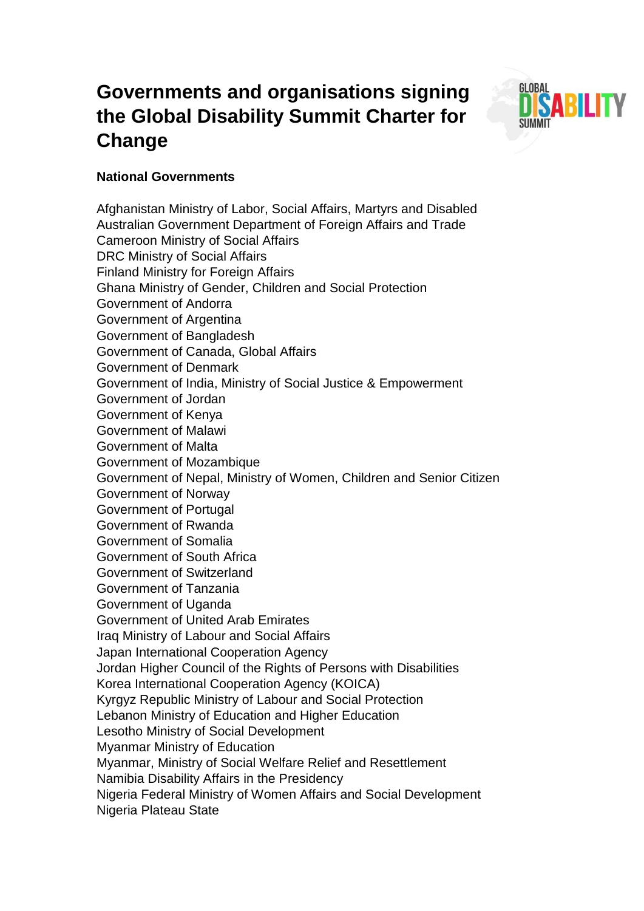# Governments and organisations signing the Global Disability Summit Charter for Change

### National Governments

Afghanistan Ministry of Labor, Social Affairs, Martyrs and Disabled
Australian Government Department of Foreign Affairs and Trade
Cameroon Ministry of Social Affairs
DRC Ministry of Social Affairs
Finland Ministry for Foreign Affairs
Ghana Ministry of Gender, Children and Social Protection
Government of Andorra
Government of Argentina
Government of Bangladesh
Government of Canada, Global Affairs
Government of Denmark
Government of India, Ministry of Social Justice & Empowerment
Government of Jordan
Government of Kenya
Government of Malawi
Government of Malta
Government of Mozambique
Government of Nepal, Ministry of Women, Children and Senior Citizen
Government of Norway
Government of Portugal
Government of Rwanda
Government of Somalia
Government of South Africa
Government of Switzerland
Government of Tanzania
Government of Uganda
Government of United Arab Emirates
Iraq Ministry of Labour and Social Affairs
Japan International Cooperation Agency
Jordan Higher Council of the Rights of Persons with Disabilities
Korea International Cooperation Agency (KOICA)
Kyrgyz Republic Ministry of Labour and Social Protection
Lebanon Ministry of Education and Higher Education
Lesotho Ministry of Social Development
Myanmar Ministry of Education
Myanmar, Ministry of Social Welfare Relief and Resettlement
Namibia Disability Affairs in the Presidency
Nigeria Federal Ministry of Women Affairs and Social Development
Nigeria Plateau State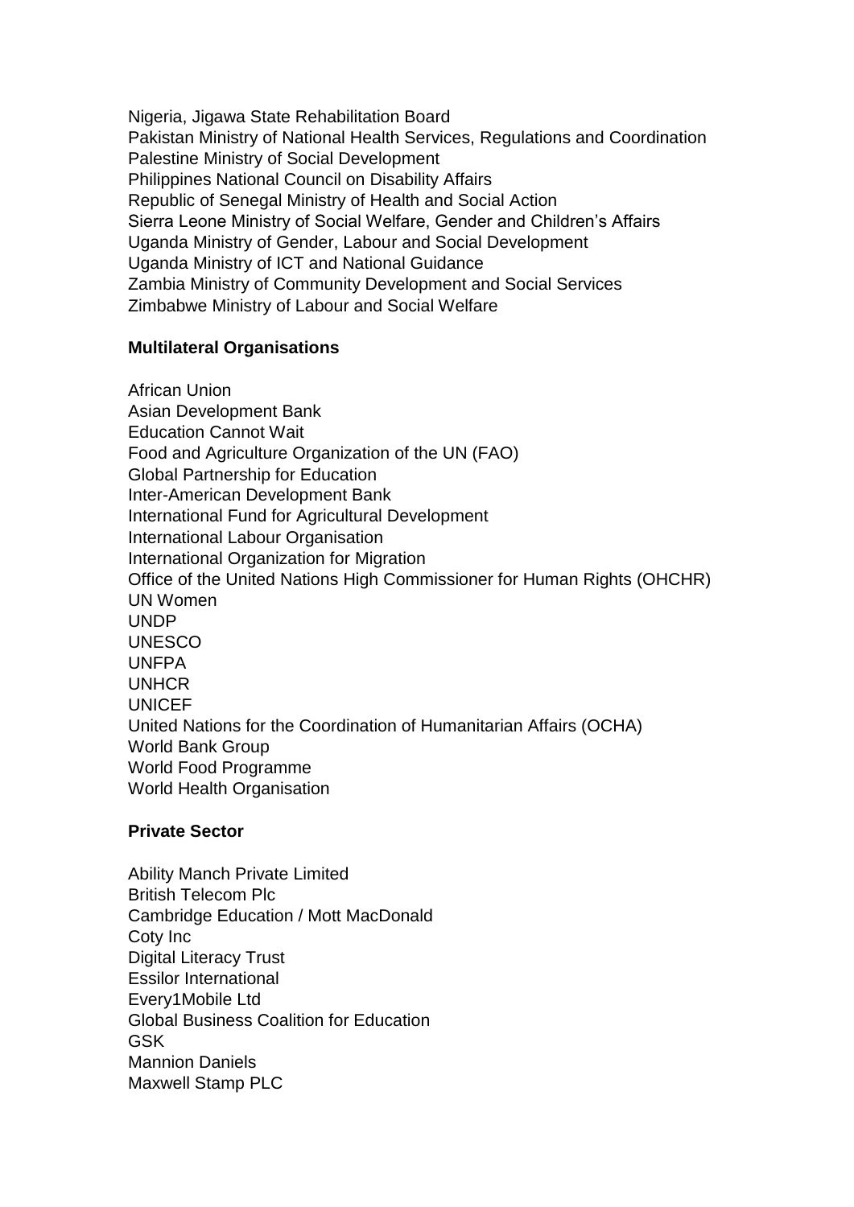Nigeria, Jigawa State Rehabilitation Board
Pakistan Ministry of National Health Services, Regulations and Coordination
Palestine Ministry of Social Development
Philippines National Council on Disability Affairs
Republic of Senegal Ministry of Health and Social Action
Sierra Leone Ministry of Social Welfare, Gender and Children's Affairs
Uganda Ministry of Gender, Labour and Social Development
Uganda Ministry of ICT and National Guidance
Zambia Ministry of Community Development and Social Services
Zimbabwe Ministry of Labour and Social Welfare

**Multilateral Organisations**

African Union
Asian Development Bank
Education Cannot Wait
Food and Agriculture Organization of the UN (FAO)
Global Partnership for Education
Inter-American Development Bank
International Fund for Agricultural Development
International Labour Organisation
International Organization for Migration
Office of the United Nations High Commissioner for Human Rights (OHCHR)
UN Women
UNDP
UNESCO
UNFPA
UNHCR
UNICEF
United Nations for the Coordination of Humanitarian Affairs (OCHA)
World Bank Group
World Food Programme
World Health Organisation

**Private Sector**

Ability Manch Private Limited
British Telecom Plc
Cambridge Education / Mott MacDonald
Coty Inc
Digital Literacy Trust
Essilor International
Every1Mobile Ltd
Global Business Coalition for Education
GSK
Mannion Daniels
Maxwell Stamp PLC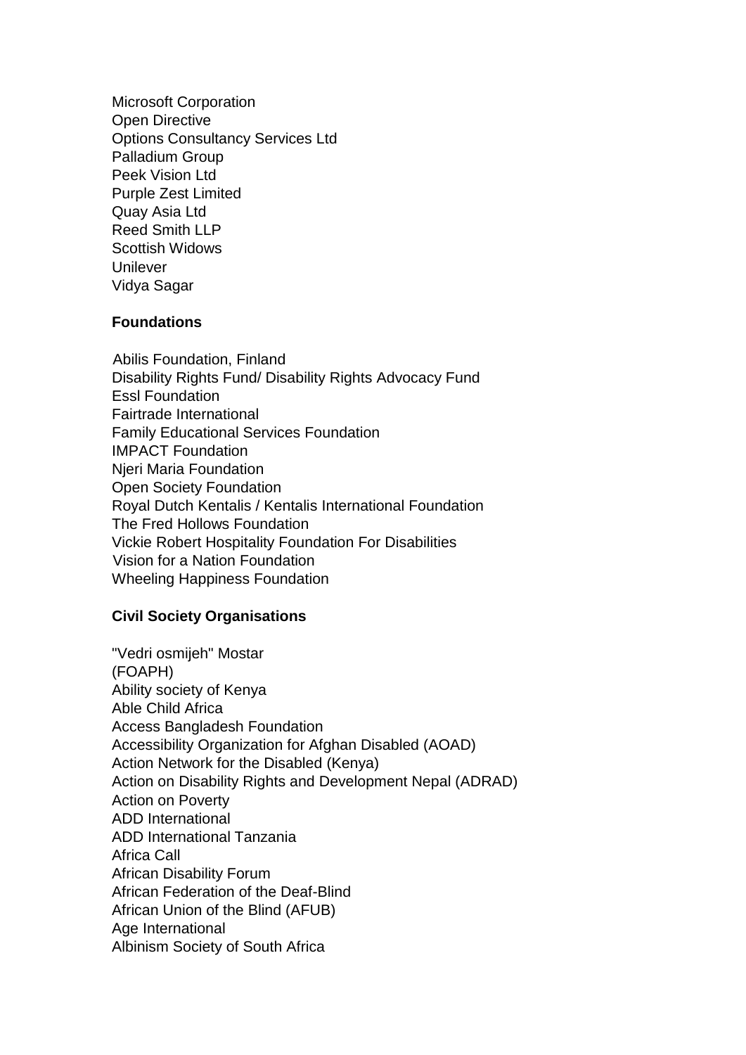Microsoft Corporation
Open Directive
Options Consultancy Services Ltd
Palladium Group
Peek Vision Ltd
Purple Zest Limited
Quay Asia Ltd
Reed Smith LLP
Scottish Widows
Unilever
Vidya Sagar

**Foundations**

Abilis Foundation, Finland
Disability Rights Fund/ Disability Rights Advocacy Fund
Essl Foundation
Fairtrade International
Family Educational Services Foundation
IMPACT Foundation
Njeri Maria Foundation
Open Society Foundation
Royal Dutch Kentalis / Kentalis International Foundation
The Fred Hollows Foundation
Vickie Robert Hospitality Foundation For Disabilities
Vision for a Nation Foundation
Wheeling Happiness Foundation

**Civil Society Organisations**

"Vedri osmijeh" Mostar
(FOAPH)
Ability society of Kenya
Able Child Africa
Access Bangladesh Foundation
Accessibility Organization for Afghan Disabled (AOAD)
Action Network for the Disabled (Kenya)
Action on Disability Rights and Development Nepal (ADRAD)
Action on Poverty
ADD International
ADD International Tanzania
Africa Call
African Disability Forum
African Federation of the Deaf-Blind
African Union of the Blind (AFUB)
Age International
Albinism Society of South Africa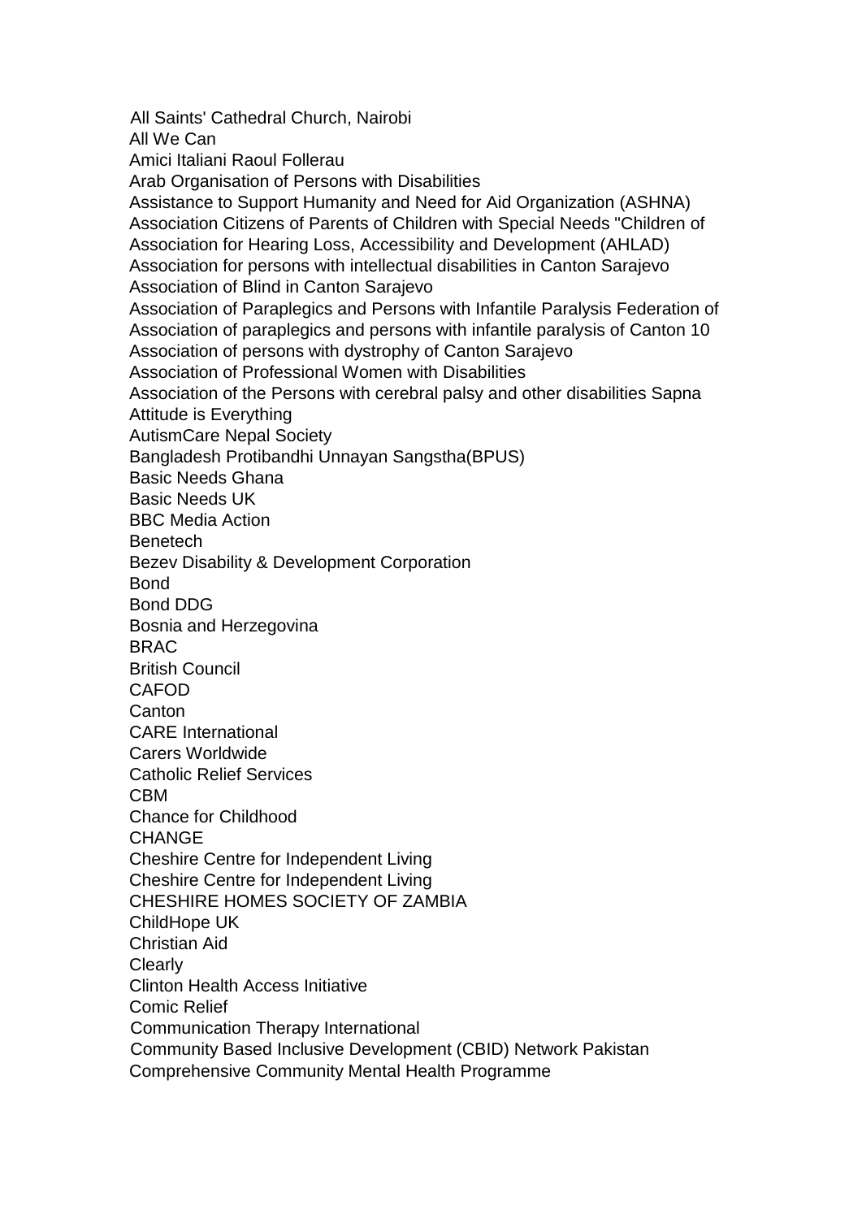All Saints' Cathedral Church, Nairobi
All We Can
Amici Italiani Raoul Follerau
Arab Organisation of Persons with Disabilities
Assistance to Support Humanity and Need for Aid Organization (ASHNA)
Association Citizens of Parents of Children with Special Needs "Children of
Association for Hearing Loss, Accessibility and Development (AHLAD)
Association for persons with intellectual disabilities in Canton Sarajevo
Association of Blind in Canton Sarajevo
Association of Paraplegics and Persons with Infantile Paralysis Federation of
Association of paraplegics and persons with infantile paralysis of Canton 10
Association of persons with dystrophy of Canton Sarajevo
Association of Professional Women with Disabilities
Association of the Persons with cerebral palsy and other disabilities Sapna
Attitude is Everything
AutismCare Nepal Society
Bangladesh Protibandhi Unnayan Sangstha(BPUS)
Basic Needs Ghana
Basic Needs UK
BBC Media Action
Benetech
Bezev Disability & Development Corporation
Bond
Bond DDG
Bosnia and Herzegovina
BRAC
British Council
CAFOD
Canton
CARE International
Carers Worldwide
Catholic Relief Services
CBM
Chance for Childhood
CHANGE
Cheshire Centre for Independent Living
Cheshire Centre for Independent Living
CHESHIRE HOMES SOCIETY OF ZAMBIA
ChildHope UK
Christian Aid
Clearly
Clinton Health Access Initiative
Comic Relief
Communication Therapy International
Community Based Inclusive Development (CBID) Network Pakistan
Comprehensive Community Mental Health Programme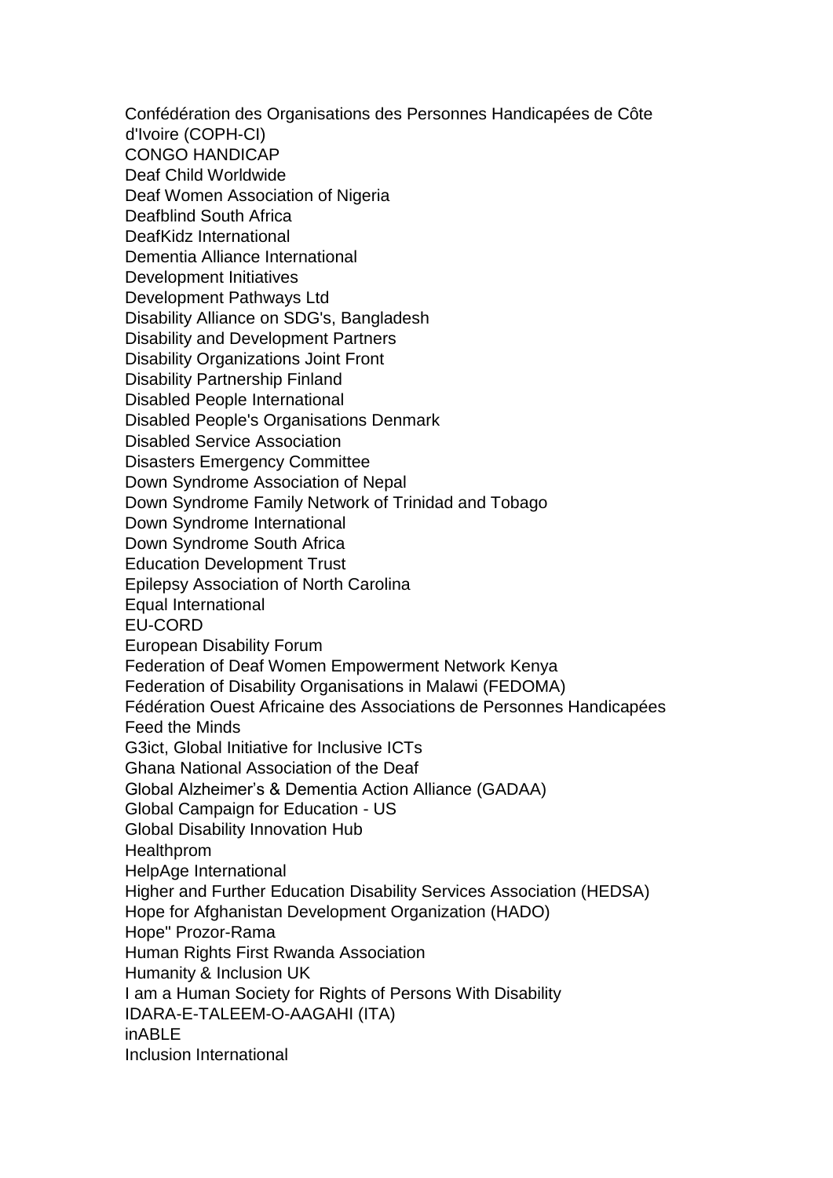Confédération des Organisations des Personnes Handicapées de Côte d'Ivoire (COPH-CI)
CONGO HANDICAP
Deaf Child Worldwide
Deaf Women Association of Nigeria
Deafblind South Africa
DeafKidz International
Dementia Alliance International
Development Initiatives
Development Pathways Ltd
Disability Alliance on SDG's, Bangladesh
Disability and Development Partners
Disability Organizations Joint Front
Disability Partnership Finland
Disabled People International
Disabled People's Organisations Denmark
Disabled Service Association
Disasters Emergency Committee
Down Syndrome Association of Nepal
Down Syndrome Family Network of Trinidad and Tobago
Down Syndrome International
Down Syndrome South Africa
Education Development Trust
Epilepsy Association of North Carolina
Equal International
EU-CORD
European Disability Forum
Federation of Deaf Women Empowerment Network Kenya
Federation of Disability Organisations in Malawi (FEDOMA)
Fédération Ouest Africaine des Associations de Personnes Handicapées
Feed the Minds
G3ict, Global Initiative for Inclusive ICTs
Ghana National Association of the Deaf
Global Alzheimer's & Dementia Action Alliance (GADAA)
Global Campaign for Education - US
Global Disability Innovation Hub
Healthprom
HelpAge International
Higher and Further Education Disability Services Association (HEDSA)
Hope for Afghanistan Development Organization (HADO)
Hope" Prozor-Rama
Human Rights First Rwanda Association
Humanity & Inclusion UK
I am a Human Society for Rights of Persons With Disability
IDARA-E-TALEEM-O-AAGAHI (ITA)
inABLE
Inclusion International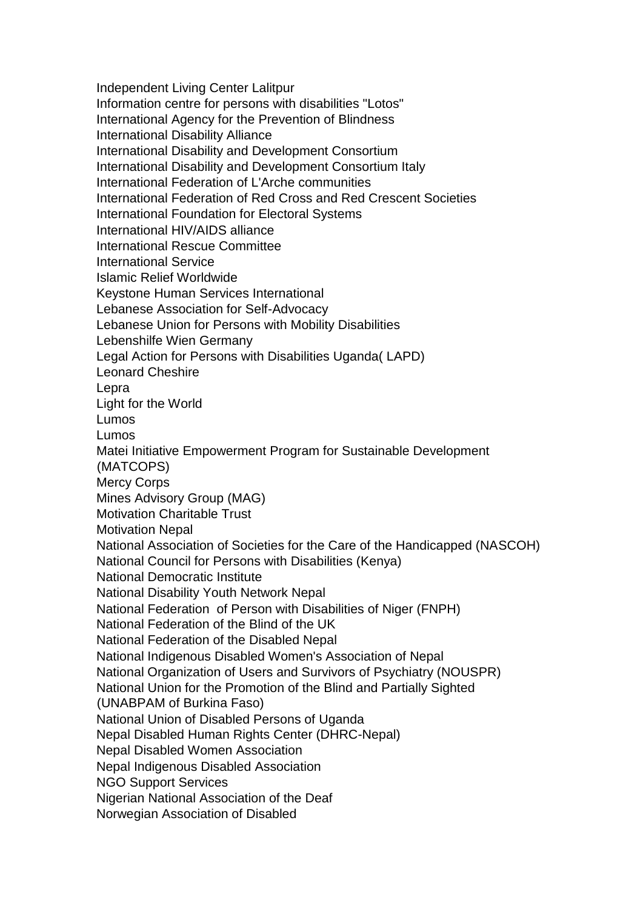Independent Living Center Lalitpur
Information centre for persons with disabilities "Lotos"
International Agency for the Prevention of Blindness
International Disability Alliance
International Disability and Development Consortium
International Disability and Development Consortium Italy
International Federation of L'Arche communities
International Federation of Red Cross and Red Crescent Societies
International Foundation for Electoral Systems
International HIV/AIDS alliance
International Rescue Committee
International Service
Islamic Relief Worldwide
Keystone Human Services International
Lebanese Association for Self-Advocacy
Lebanese Union for Persons with Mobility Disabilities
Lebenshilfe Wien Germany
Legal Action for Persons with Disabilities Uganda( LAPD)
Leonard Cheshire
Lepra
Light for the World
Lumos
Lumos
Matei Initiative Empowerment Program for Sustainable Development (MATCOPS)
Mercy Corps
Mines Advisory Group (MAG)
Motivation Charitable Trust
Motivation Nepal
National Association of Societies for the Care of the Handicapped (NASCOH)
National Council for Persons with Disabilities (Kenya)
National Democratic Institute
National Disability Youth Network Nepal
National Federation of Person with Disabilities of Niger (FNPH)
National Federation of the Blind of the UK
National Federation of the Disabled Nepal
National Indigenous Disabled Women's Association of Nepal
National Organization of Users and Survivors of Psychiatry (NOUSPR)
National Union for the Promotion of the Blind and Partially Sighted (UNABPAM of Burkina Faso)
National Union of Disabled Persons of Uganda
Nepal Disabled Human Rights Center (DHRC-Nepal)
Nepal Disabled Women Association
Nepal Indigenous Disabled Association
NGO Support Services
Nigerian National Association of the Deaf
Norwegian Association of Disabled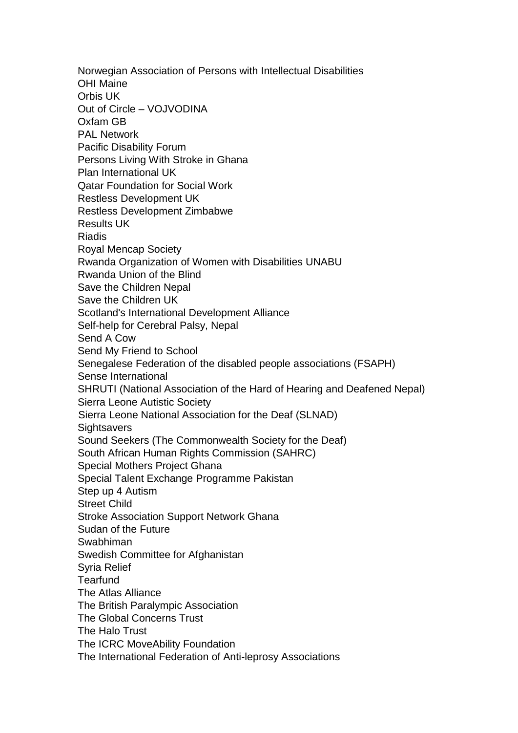Norwegian Association of Persons with Intellectual Disabilities
OHI Maine
Orbis UK
Out of Circle – VOJVODINA
Oxfam GB
PAL Network
Pacific Disability Forum
Persons Living With Stroke in Ghana
Plan International UK
Qatar Foundation for Social Work
Restless Development UK
Restless Development Zimbabwe
Results UK
Riadis
Royal Mencap Society
Rwanda Organization of Women with Disabilities UNABU
Rwanda Union of the Blind
Save the Children Nepal
Save the Children UK
Scotland's International Development Alliance
Self-help for Cerebral Palsy, Nepal
Send A Cow
Send My Friend to School
Senegalese Federation of the disabled people associations (FSAPH)
Sense International
SHRUTI (National Association of the Hard of Hearing and Deafened Nepal)
Sierra Leone Autistic Society
Sierra Leone National Association for the Deaf (SLNAD)
Sightsavers
Sound Seekers (The Commonwealth Society for the Deaf)
South African Human Rights Commission (SAHRC)
Special Mothers Project Ghana
Special Talent Exchange Programme Pakistan
Step up 4 Autism
Street Child
Stroke Association Support Network Ghana
Sudan of the Future
Swabhiman
Swedish Committee for Afghanistan
Syria Relief
Tearfund
The Atlas Alliance
The British Paralympic Association
The Global Concerns Trust
The Halo Trust
The ICRC MoveAbility Foundation
The International Federation of Anti-leprosy Associations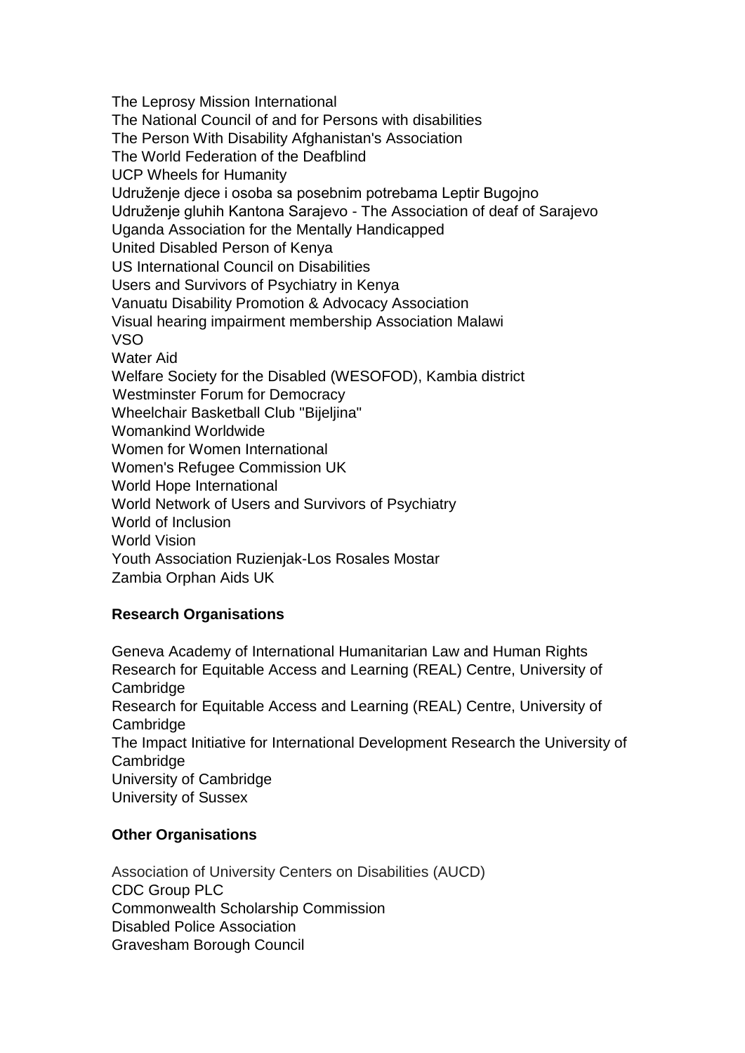The Leprosy Mission International
The National Council of and for Persons with disabilities
The Person With Disability Afghanistan's Association
The World Federation of the Deafblind
UCP Wheels for Humanity
Udruženje djece i osoba sa posebnim potrebama Leptir Bugojno
Udruženje gluhih Kantona Sarajevo - The Association of deaf of Sarajevo
Uganda Association for the Mentally Handicapped
United Disabled Person of Kenya
US International Council on Disabilities
Users and Survivors of Psychiatry in Kenya
Vanuatu Disability Promotion & Advocacy Association
Visual hearing impairment membership Association Malawi
VSO
Water Aid
Welfare Society for the Disabled (WESOFOD), Kambia district
Westminster Forum for Democracy
Wheelchair Basketball Club "Bijeljina"
Womankind Worldwide
Women for Women International
Women's Refugee Commission UK
World Hope International
World Network of Users and Survivors of Psychiatry
World of Inclusion
World Vision
Youth Association Ruzienjak-Los Rosales Mostar
Zambia Orphan Aids UK

**Research Organisations**

Geneva Academy of International Humanitarian Law and Human Rights
Research for Equitable Access and Learning (REAL) Centre, University of Cambridge
Research for Equitable Access and Learning (REAL) Centre, University of Cambridge
The Impact Initiative for International Development Research the University of Cambridge
University of Cambridge
University of Sussex

**Other Organisations**

Association of University Centers on Disabilities (AUCD)
CDC Group PLC
Commonwealth Scholarship Commission
Disabled Police Association
Gravesham Borough Council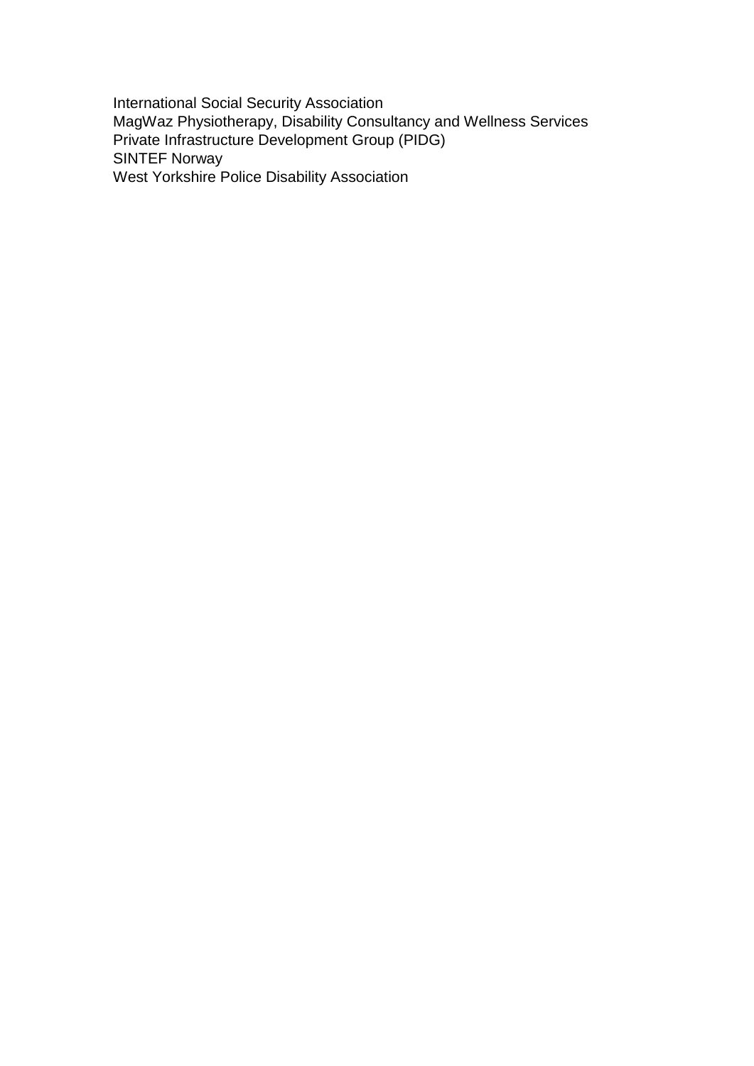International Social Security Association
MagWaz Physiotherapy, Disability Consultancy and Wellness Services
Private Infrastructure Development Group (PIDG)
SINTEF Norway
West Yorkshire Police Disability Association